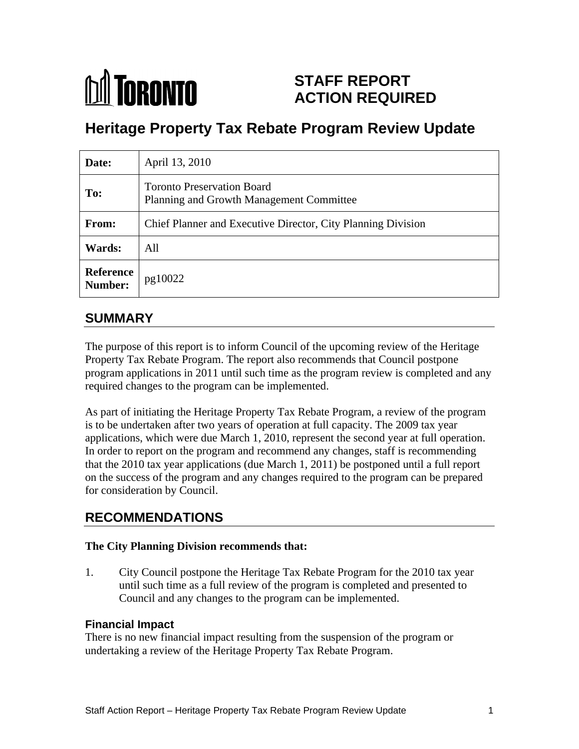# STAFF REPORT ACTION REQUIRED

# Heritage Property Tax Rebate Program Review Update

| | |
|---|---|
| **Date:** | April 13, 2010 |
| **To:** | Toronto Preservation Board<br>Planning and Growth Management Committee |
| **From:** | Chief Planner and Executive Director, City Planning Division |
| **Wards:** | All |
| **Reference Number:** | pg10022 |

## SUMMARY

The purpose of this report is to inform Council of the upcoming review of the Heritage Property Tax Rebate Program. The report also recommends that Council postpone program applications in 2011 until such time as the program review is completed and any required changes to the program can be implemented.

As part of initiating the Heritage Property Tax Rebate Program, a review of the program is to be undertaken after two years of operation at full capacity. The 2009 tax year applications, which were due March 1, 2010, represent the second year at full operation. In order to report on the program and recommend any changes, staff is recommending that the 2010 tax year applications (due March 1, 2011) be postponed until a full report on the success of the program and any changes required to the program can be prepared for consideration by Council.

## RECOMMENDATIONS

**The City Planning Division recommends that:**

1. City Council postpone the Heritage Tax Rebate Program for the 2010 tax year until such time as a full review of the program is completed and presented to Council and any changes to the program can be implemented.

### Financial Impact

There is no new financial impact resulting from the suspension of the program or undertaking a review of the Heritage Property Tax Rebate Program.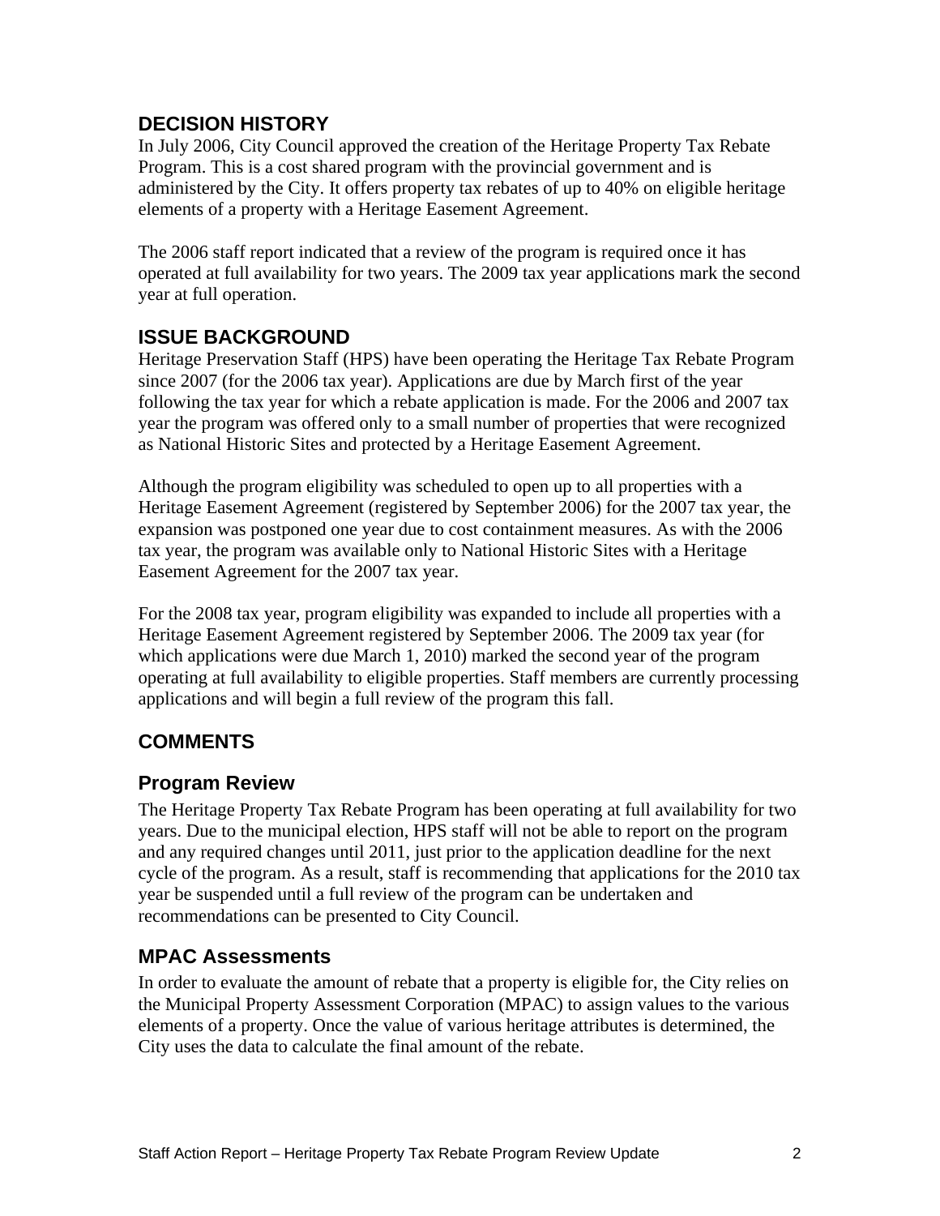## DECISION HISTORY

In July 2006, City Council approved the creation of the Heritage Property Tax Rebate Program. This is a cost shared program with the provincial government and is administered by the City. It offers property tax rebates of up to 40% on eligible heritage elements of a property with a Heritage Easement Agreement.

The 2006 staff report indicated that a review of the program is required once it has operated at full availability for two years. The 2009 tax year applications mark the second year at full operation.

## ISSUE BACKGROUND

Heritage Preservation Staff (HPS) have been operating the Heritage Tax Rebate Program since 2007 (for the 2006 tax year). Applications are due by March first of the year following the tax year for which a rebate application is made. For the 2006 and 2007 tax year the program was offered only to a small number of properties that were recognized as National Historic Sites and protected by a Heritage Easement Agreement.

Although the program eligibility was scheduled to open up to all properties with a Heritage Easement Agreement (registered by September 2006) for the 2007 tax year, the expansion was postponed one year due to cost containment measures. As with the 2006 tax year, the program was available only to National Historic Sites with a Heritage Easement Agreement for the 2007 tax year.

For the 2008 tax year, program eligibility was expanded to include all properties with a Heritage Easement Agreement registered by September 2006. The 2009 tax year (for which applications were due March 1, 2010) marked the second year of the program operating at full availability to eligible properties. Staff members are currently processing applications and will begin a full review of the program this fall.

## COMMENTS

### Program Review

The Heritage Property Tax Rebate Program has been operating at full availability for two years. Due to the municipal election, HPS staff will not be able to report on the program and any required changes until 2011, just prior to the application deadline for the next cycle of the program. As a result, staff is recommending that applications for the 2010 tax year be suspended until a full review of the program can be undertaken and recommendations can be presented to City Council.

### MPAC Assessments

In order to evaluate the amount of rebate that a property is eligible for, the City relies on the Municipal Property Assessment Corporation (MPAC) to assign values to the various elements of a property. Once the value of various heritage attributes is determined, the City uses the data to calculate the final amount of the rebate.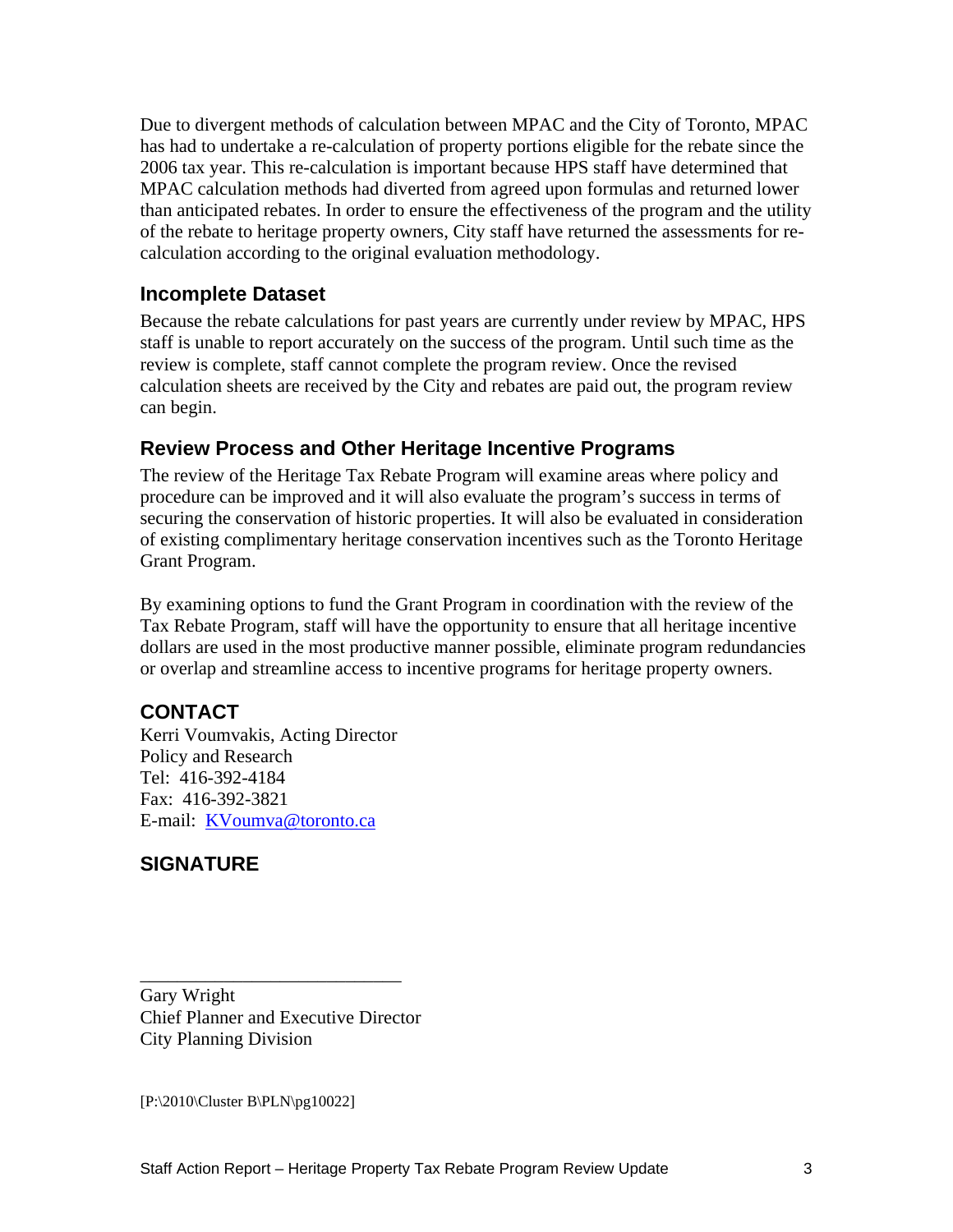Due to divergent methods of calculation between MPAC and the City of Toronto, MPAC has had to undertake a re-calculation of property portions eligible for the rebate since the 2006 tax year. This re-calculation is important because HPS staff have determined that MPAC calculation methods had diverted from agreed upon formulas and returned lower than anticipated rebates. In order to ensure the effectiveness of the program and the utility of the rebate to heritage property owners, City staff have returned the assessments for re-calculation according to the original evaluation methodology.

## Incomplete Dataset

Because the rebate calculations for past years are currently under review by MPAC, HPS staff is unable to report accurately on the success of the program. Until such time as the review is complete, staff cannot complete the program review. Once the revised calculation sheets are received by the City and rebates are paid out, the program review can begin.

## Review Process and Other Heritage Incentive Programs

The review of the Heritage Tax Rebate Program will examine areas where policy and procedure can be improved and it will also evaluate the program's success in terms of securing the conservation of historic properties. It will also be evaluated in consideration of existing complimentary heritage conservation incentives such as the Toronto Heritage Grant Program.

By examining options to fund the Grant Program in coordination with the review of the Tax Rebate Program, staff will have the opportunity to ensure that all heritage incentive dollars are used in the most productive manner possible, eliminate program redundancies or overlap and streamline access to incentive programs for heritage property owners.

## CONTACT

Kerri Voumvakis, Acting Director
Policy and Research
Tel: 416-392-4184
Fax: 416-392-3821
E-mail: KVoumva@toronto.ca

## SIGNATURE

_______________________________

Gary Wright
Chief Planner and Executive Director
City Planning Division

[P:\2010\Cluster B\PLN\pg10022]